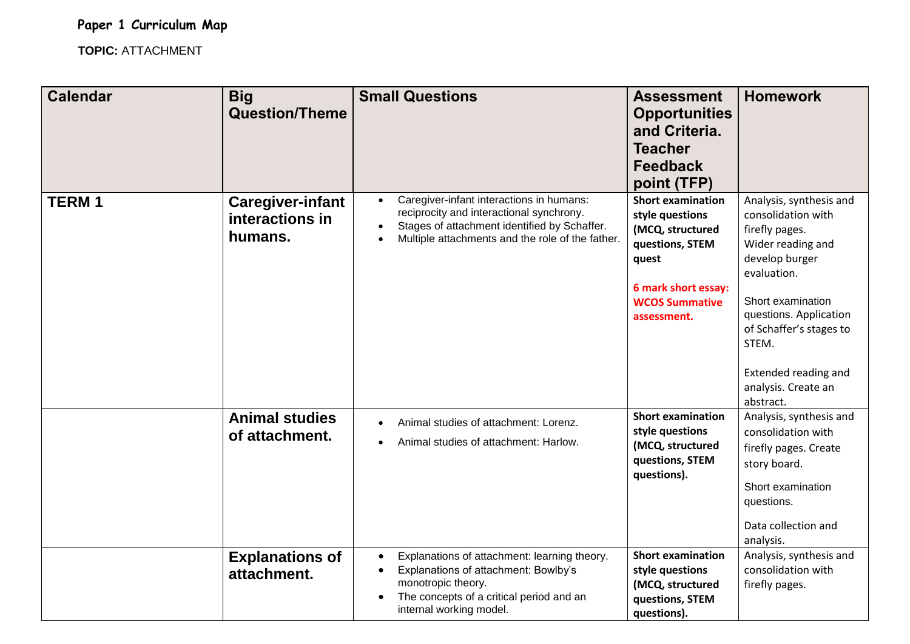# Paper 1 Curriculum Map

**TOPIC:** ATTACHMENT

| Calendar | Big Question/Theme | Small Questions | Assessment Opportunities and Criteria. Teacher Feedback point (TFP) | Homework |
|---|---|---|---|---|
| **TERM 1** | **Caregiver-infant interactions in humans.** | • Caregiver-infant interactions in humans: reciprocity and interactional synchrony.<br>• Stages of attachment identified by Schaffer.<br>• Multiple attachments and the role of the father. | **Short examination style questions (MCQ, structured questions, STEM quest**<br><br>**6 mark short essay: WCOS Summative assessment.** | Analysis, synthesis and consolidation with firefly pages.<br>Wider reading and develop burger evaluation.<br><br>Short examination questions. Application of Schaffer's stages to STEM.<br><br>Extended reading and analysis. Create an abstract. |
| | **Animal studies of attachment.** | • Animal studies of attachment: Lorenz.<br>• Animal studies of attachment: Harlow. | **Short examination style questions (MCQ, structured questions, STEM questions).** | Analysis, synthesis and consolidation with firefly pages. Create story board.<br><br>Short examination questions.<br><br>Data collection and analysis. |
| | **Explanations of attachment.** | • Explanations of attachment: learning theory.<br>• Explanations of attachment: Bowlby's monotropic theory.<br>• The concepts of a critical period and an internal working model. | **Short examination style questions (MCQ, structured questions, STEM questions).** | Analysis, synthesis and consolidation with firefly pages. |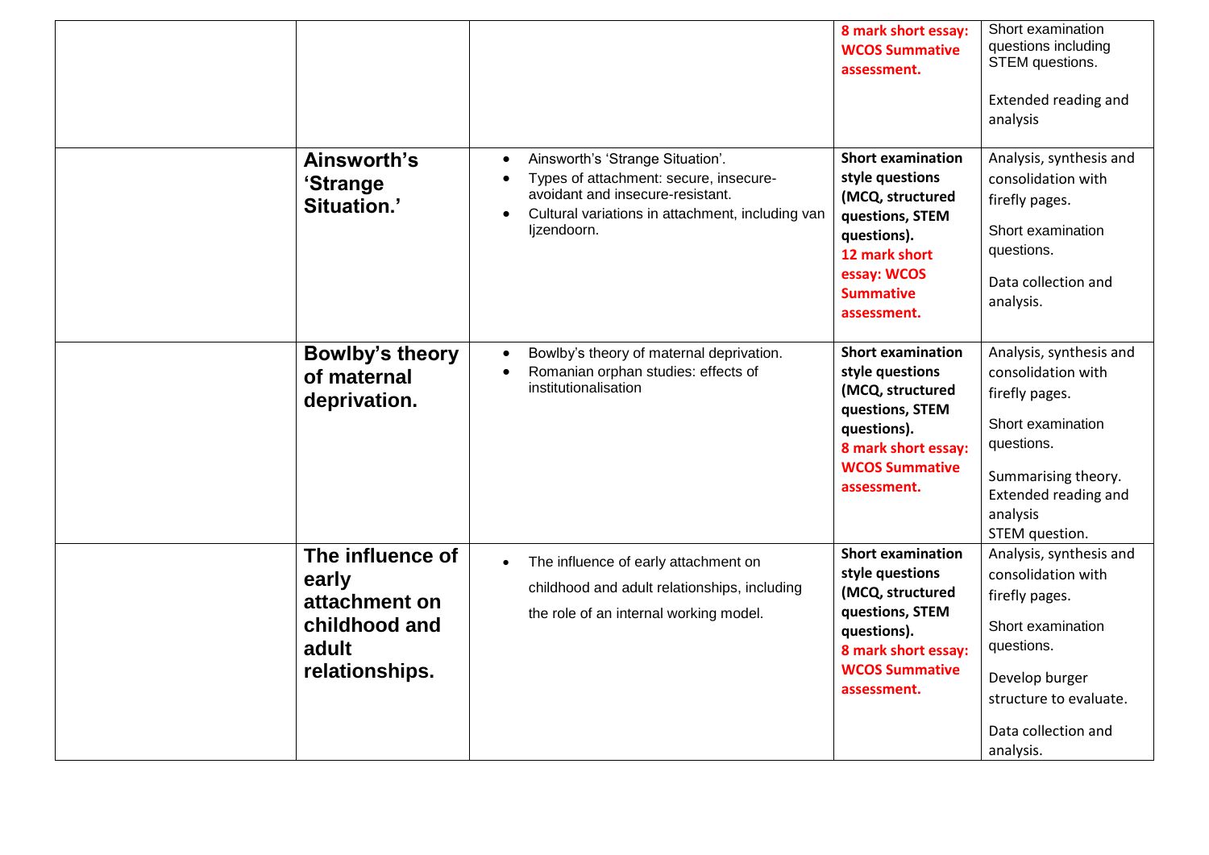| | | | | |
|---|---|---|---|---|
| | | | **8 mark short essay: WCOS Summative assessment.** | Short examination questions including STEM questions.<br><br>Extended reading and analysis |
| | **Ainsworth's 'Strange Situation.'** | • Ainsworth's 'Strange Situation'.<br>• Types of attachment: secure, insecure-avoidant and insecure-resistant.<br>• Cultural variations in attachment, including van Ijzendoorn. | **Short examination style questions (MCQ, structured questions, STEM questions).**<br>**12 mark short essay: WCOS Summative assessment.** | Analysis, synthesis and consolidation with firefly pages.<br><br>Short examination questions.<br><br>Data collection and analysis. |
| | **Bowlby's theory of maternal deprivation.** | • Bowlby's theory of maternal deprivation.<br>• Romanian orphan studies: effects of institutionalisation | **Short examination style questions (MCQ, structured questions, STEM questions).**<br>**8 mark short essay: WCOS Summative assessment.** | Analysis, synthesis and consolidation with firefly pages.<br><br>Short examination questions.<br><br>Summarising theory.<br>Extended reading and analysis<br>STEM question. |
| | **The influence of early attachment on childhood and adult relationships.** | • The influence of early attachment on childhood and adult relationships, including the role of an internal working model. | **Short examination style questions (MCQ, structured questions, STEM questions).**<br>**8 mark short essay: WCOS Summative assessment.** | Analysis, synthesis and consolidation with firefly pages.<br><br>Short examination questions.<br><br>Develop burger structure to evaluate.<br><br>Data collection and analysis. |